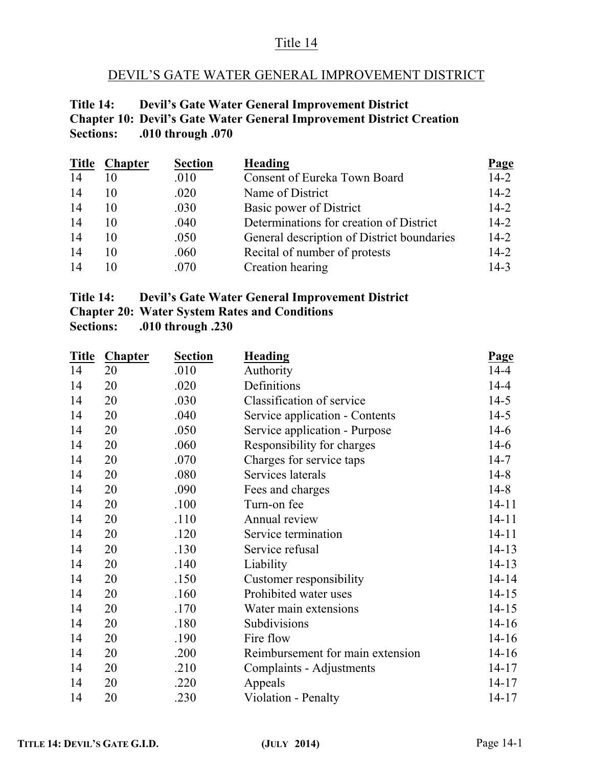# Title 14

## DEVIL'S GATE WATER GENERAL IMPROVEMENT DISTRICT

**Title 14: Devil's Gate Water General Improvement District**
**Chapter 10: Devil's Gate Water General Improvement District Creation**
**Sections: .010 through .070**

| Title | Chapter | Section | Heading | Page |
|---|---|---|---|---|
| 14 | 10 | .010 | Consent of Eureka Town Board | 14-2 |
| 14 | 10 | .020 | Name of District | 14-2 |
| 14 | 10 | .030 | Basic power of District | 14-2 |
| 14 | 10 | .040 | Determinations for creation of District | 14-2 |
| 14 | 10 | .050 | General description of District boundaries | 14-2 |
| 14 | 10 | .060 | Recital of number of protests | 14-2 |
| 14 | 10 | .070 | Creation hearing | 14-3 |

**Title 14: Devil's Gate Water General Improvement District**
**Chapter 20: Water System Rates and Conditions**
**Sections: .010 through .230**

| Title | Chapter | Section | Heading | Page |
|---|---|---|---|---|
| 14 | 20 | .010 | Authority | 14-4 |
| 14 | 20 | .020 | Definitions | 14-4 |
| 14 | 20 | .030 | Classification of service | 14-5 |
| 14 | 20 | .040 | Service application - Contents | 14-5 |
| 14 | 20 | .050 | Service application - Purpose | 14-6 |
| 14 | 20 | .060 | Responsibility for charges | 14-6 |
| 14 | 20 | .070 | Charges for service taps | 14-7 |
| 14 | 20 | .080 | Services laterals | 14-8 |
| 14 | 20 | .090 | Fees and charges | 14-8 |
| 14 | 20 | .100 | Turn-on fee | 14-11 |
| 14 | 20 | .110 | Annual review | 14-11 |
| 14 | 20 | .120 | Service termination | 14-11 |
| 14 | 20 | .130 | Service refusal | 14-13 |
| 14 | 20 | .140 | Liability | 14-13 |
| 14 | 20 | .150 | Customer responsibility | 14-14 |
| 14 | 20 | .160 | Prohibited water uses | 14-15 |
| 14 | 20 | .170 | Water main extensions | 14-15 |
| 14 | 20 | .180 | Subdivisions | 14-16 |
| 14 | 20 | .190 | Fire flow | 14-16 |
| 14 | 20 | .200 | Reimbursement for main extension | 14-16 |
| 14 | 20 | .210 | Complaints - Adjustments | 14-17 |
| 14 | 20 | .220 | Appeals | 14-17 |
| 14 | 20 | .230 | Violation - Penalty | 14-17 |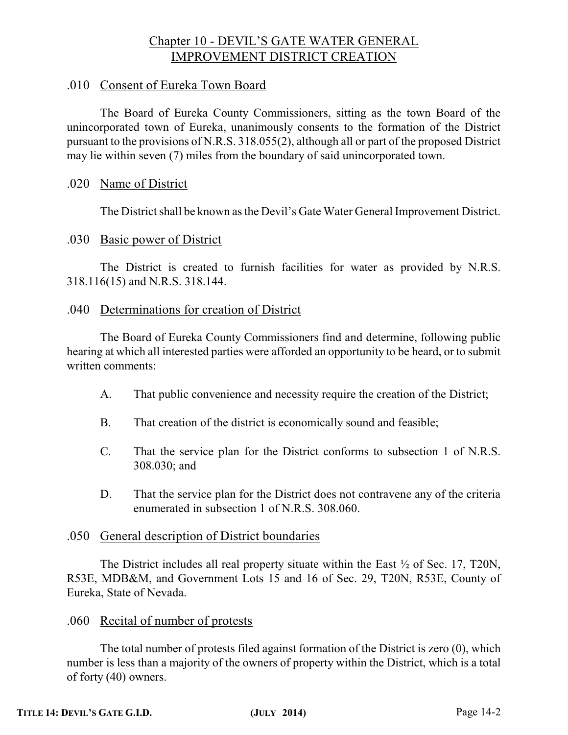## Chapter 10 - DEVIL'S GATE WATER GENERAL IMPROVEMENT DISTRICT CREATION

### .010 Consent of Eureka Town Board

The Board of Eureka County Commissioners, sitting as the town Board of the unincorporated town of Eureka, unanimously consents to the formation of the District pursuant to the provisions of N.R.S. 318.055(2), although all or part of the proposed District may lie within seven (7) miles from the boundary of said unincorporated town.

### .020 Name of District

The District shall be known as the Devil's Gate Water General Improvement District.

### .030 Basic power of District

The District is created to furnish facilities for water as provided by N.R.S. 318.116(15) and N.R.S. 318.144.

### .040 Determinations for creation of District

The Board of Eureka County Commissioners find and determine, following public hearing at which all interested parties were afforded an opportunity to be heard, or to submit written comments:

A. That public convenience and necessity require the creation of the District;

B. That creation of the district is economically sound and feasible;

C. That the service plan for the District conforms to subsection 1 of N.R.S. 308.030; and

D. That the service plan for the District does not contravene any of the criteria enumerated in subsection 1 of N.R.S. 308.060.

### .050 General description of District boundaries

The District includes all real property situate within the East ½ of Sec. 17, T20N, R53E, MDB&M, and Government Lots 15 and 16 of Sec. 29, T20N, R53E, County of Eureka, State of Nevada.

### .060 Recital of number of protests

The total number of protests filed against formation of the District is zero (0), which number is less than a majority of the owners of property within the District, which is a total of forty (40) owners.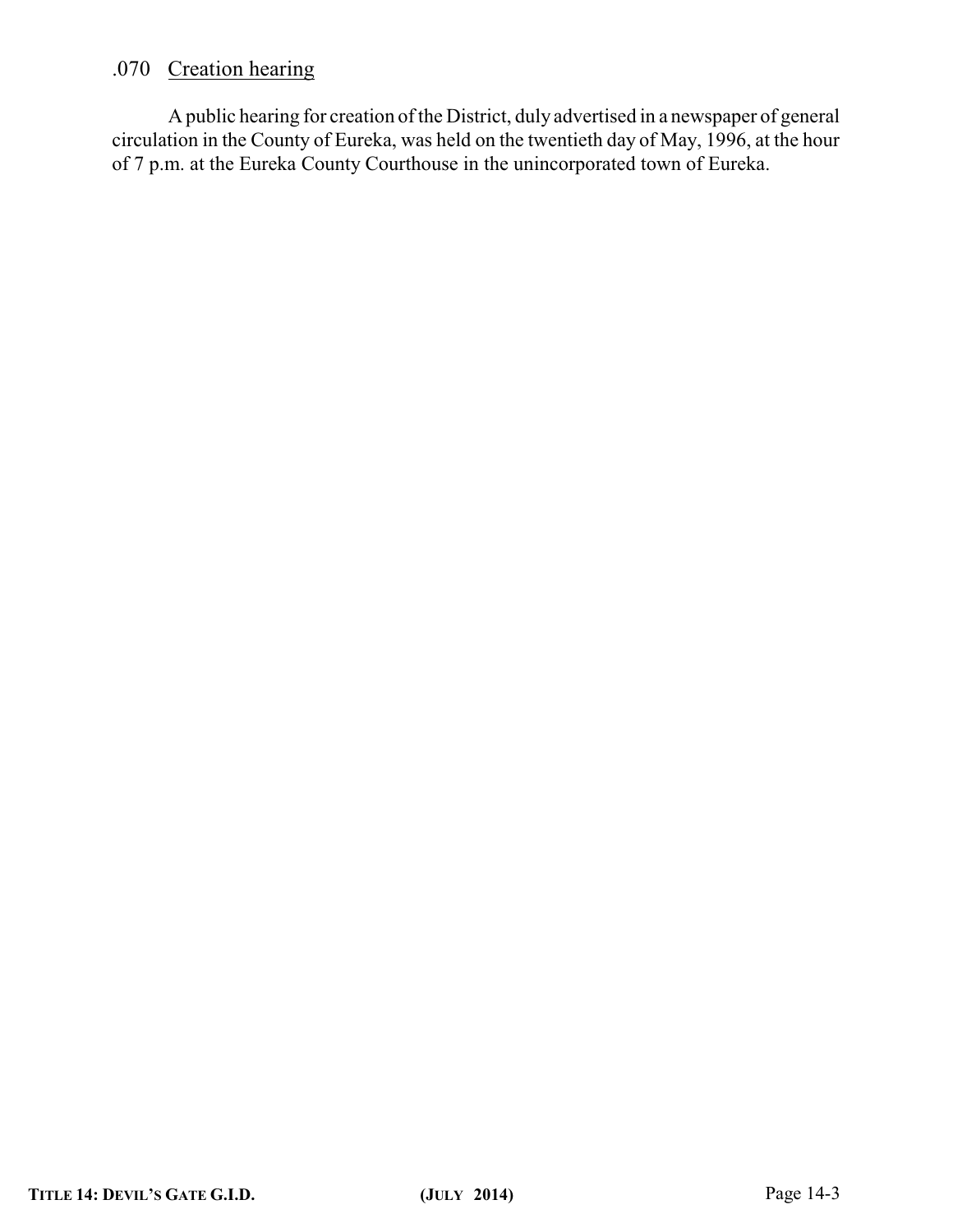## .070 Creation hearing

A public hearing for creation of the District, duly advertised in a newspaper of general circulation in the County of Eureka, was held on the twentieth day of May, 1996, at the hour of 7 p.m. at the Eureka County Courthouse in the unincorporated town of Eureka.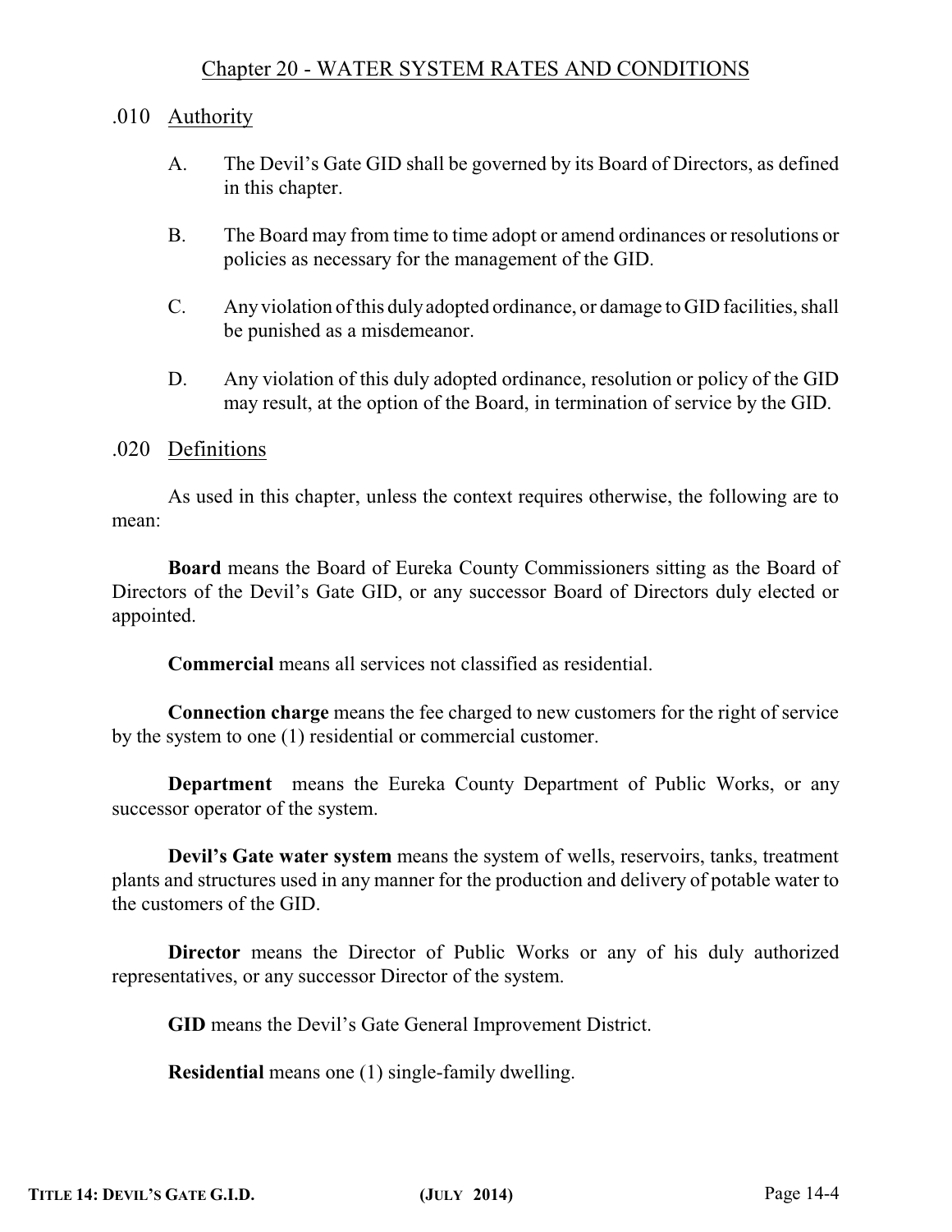## Chapter 20 - WATER SYSTEM RATES AND CONDITIONS

### .010 Authority

A. The Devil's Gate GID shall be governed by its Board of Directors, as defined in this chapter.

B. The Board may from time to time adopt or amend ordinances or resolutions or policies as necessary for the management of the GID.

C. Any violation of this duly adopted ordinance, or damage to GID facilities, shall be punished as a misdemeanor.

D. Any violation of this duly adopted ordinance, resolution or policy of the GID may result, at the option of the Board, in termination of service by the GID.

### .020 Definitions

As used in this chapter, unless the context requires otherwise, the following are to mean:

**Board** means the Board of Eureka County Commissioners sitting as the Board of Directors of the Devil's Gate GID, or any successor Board of Directors duly elected or appointed.

**Commercial** means all services not classified as residential.

**Connection charge** means the fee charged to new customers for the right of service by the system to one (1) residential or commercial customer.

**Department** means the Eureka County Department of Public Works, or any successor operator of the system.

**Devil's Gate water system** means the system of wells, reservoirs, tanks, treatment plants and structures used in any manner for the production and delivery of potable water to the customers of the GID.

**Director** means the Director of Public Works or any of his duly authorized representatives, or any successor Director of the system.

**GID** means the Devil's Gate General Improvement District.

**Residential** means one (1) single-family dwelling.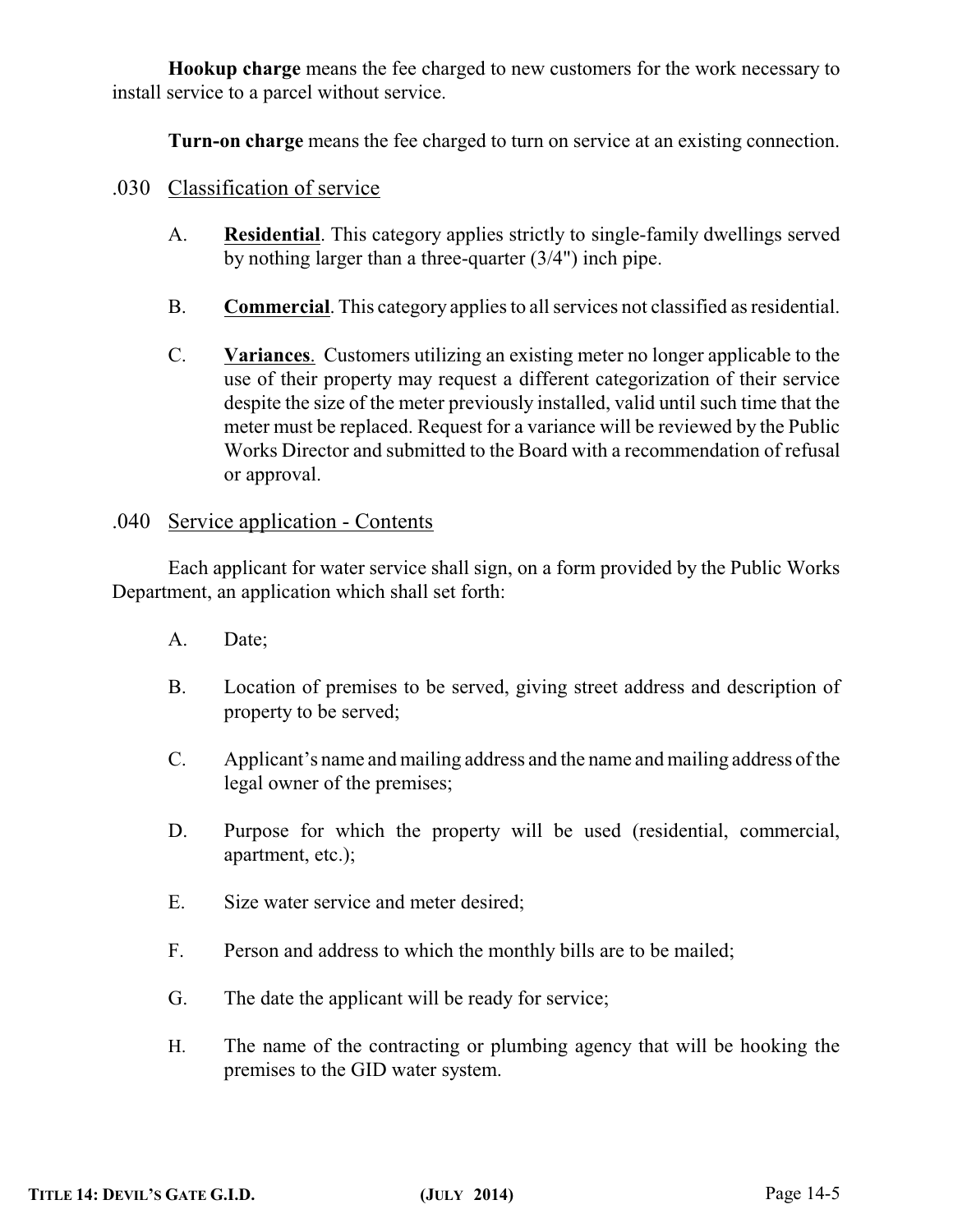**Hookup charge** means the fee charged to new customers for the work necessary to install service to a parcel without service.

**Turn-on charge** means the fee charged to turn on service at an existing connection.

## .030 Classification of service

A. **Residential**. This category applies strictly to single-family dwellings served by nothing larger than a three-quarter (3/4") inch pipe.

B. **Commercial**. This category applies to all services not classified as residential.

C. **Variances**. Customers utilizing an existing meter no longer applicable to the use of their property may request a different categorization of their service despite the size of the meter previously installed, valid until such time that the meter must be replaced. Request for a variance will be reviewed by the Public Works Director and submitted to the Board with a recommendation of refusal or approval.

## .040 Service application - Contents

Each applicant for water service shall sign, on a form provided by the Public Works Department, an application which shall set forth:

A. Date;

B. Location of premises to be served, giving street address and description of property to be served;

C. Applicant's name and mailing address and the name and mailing address of the legal owner of the premises;

D. Purpose for which the property will be used (residential, commercial, apartment, etc.);

E. Size water service and meter desired;

F. Person and address to which the monthly bills are to be mailed;

G. The date the applicant will be ready for service;

H. The name of the contracting or plumbing agency that will be hooking the premises to the GID water system.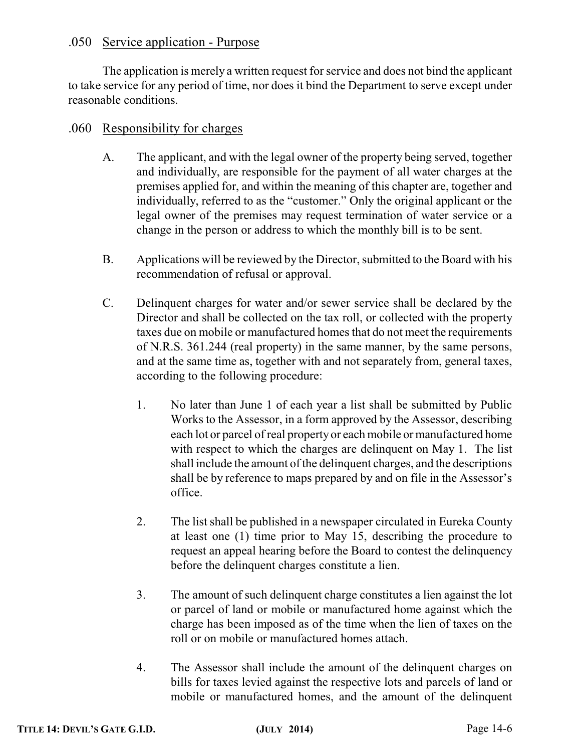## .050 Service application - Purpose

The application is merely a written request for service and does not bind the applicant to take service for any period of time, nor does it bind the Department to serve except under reasonable conditions.

## .060 Responsibility for charges

A. The applicant, and with the legal owner of the property being served, together and individually, are responsible for the payment of all water charges at the premises applied for, and within the meaning of this chapter are, together and individually, referred to as the "customer." Only the original applicant or the legal owner of the premises may request termination of water service or a change in the person or address to which the monthly bill is to be sent.

B. Applications will be reviewed by the Director, submitted to the Board with his recommendation of refusal or approval.

C. Delinquent charges for water and/or sewer service shall be declared by the Director and shall be collected on the tax roll, or collected with the property taxes due on mobile or manufactured homes that do not meet the requirements of N.R.S. 361.244 (real property) in the same manner, by the same persons, and at the same time as, together with and not separately from, general taxes, according to the following procedure:

   1. No later than June 1 of each year a list shall be submitted by Public Works to the Assessor, in a form approved by the Assessor, describing each lot or parcel of real property or each mobile or manufactured home with respect to which the charges are delinquent on May 1. The list shall include the amount of the delinquent charges, and the descriptions shall be by reference to maps prepared by and on file in the Assessor's office.

   2. The list shall be published in a newspaper circulated in Eureka County at least one (1) time prior to May 15, describing the procedure to request an appeal hearing before the Board to contest the delinquency before the delinquent charges constitute a lien.

   3. The amount of such delinquent charge constitutes a lien against the lot or parcel of land or mobile or manufactured home against which the charge has been imposed as of the time when the lien of taxes on the roll or on mobile or manufactured homes attach.

   4. The Assessor shall include the amount of the delinquent charges on bills for taxes levied against the respective lots and parcels of land or mobile or manufactured homes, and the amount of the delinquent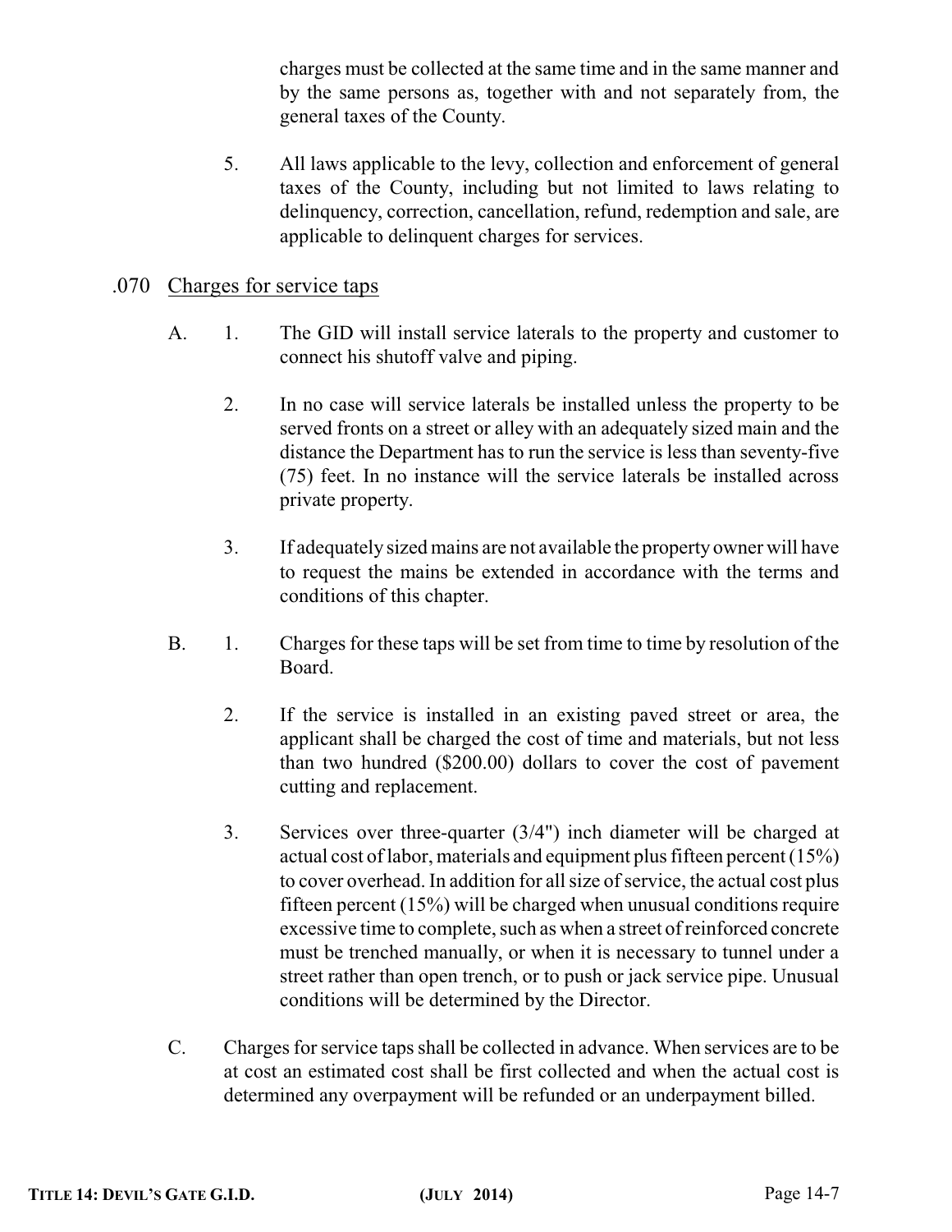charges must be collected at the same time and in the same manner and by the same persons as, together with and not separately from, the general taxes of the County.

5. All laws applicable to the levy, collection and enforcement of general taxes of the County, including but not limited to laws relating to delinquency, correction, cancellation, refund, redemption and sale, are applicable to delinquent charges for services.

### .070 Charges for service taps

A. 1. The GID will install service laterals to the property and customer to connect his shutoff valve and piping.

2. In no case will service laterals be installed unless the property to be served fronts on a street or alley with an adequately sized main and the distance the Department has to run the service is less than seventy-five (75) feet. In no instance will the service laterals be installed across private property.

3. If adequately sized mains are not available the property owner will have to request the mains be extended in accordance with the terms and conditions of this chapter.

B. 1. Charges for these taps will be set from time to time by resolution of the Board.

2. If the service is installed in an existing paved street or area, the applicant shall be charged the cost of time and materials, but not less than two hundred ($200.00) dollars to cover the cost of pavement cutting and replacement.

3. Services over three-quarter (3/4") inch diameter will be charged at actual cost of labor, materials and equipment plus fifteen percent (15%) to cover overhead. In addition for all size of service, the actual cost plus fifteen percent (15%) will be charged when unusual conditions require excessive time to complete, such as when a street of reinforced concrete must be trenched manually, or when it is necessary to tunnel under a street rather than open trench, or to push or jack service pipe. Unusual conditions will be determined by the Director.

C. Charges for service taps shall be collected in advance. When services are to be at cost an estimated cost shall be first collected and when the actual cost is determined any overpayment will be refunded or an underpayment billed.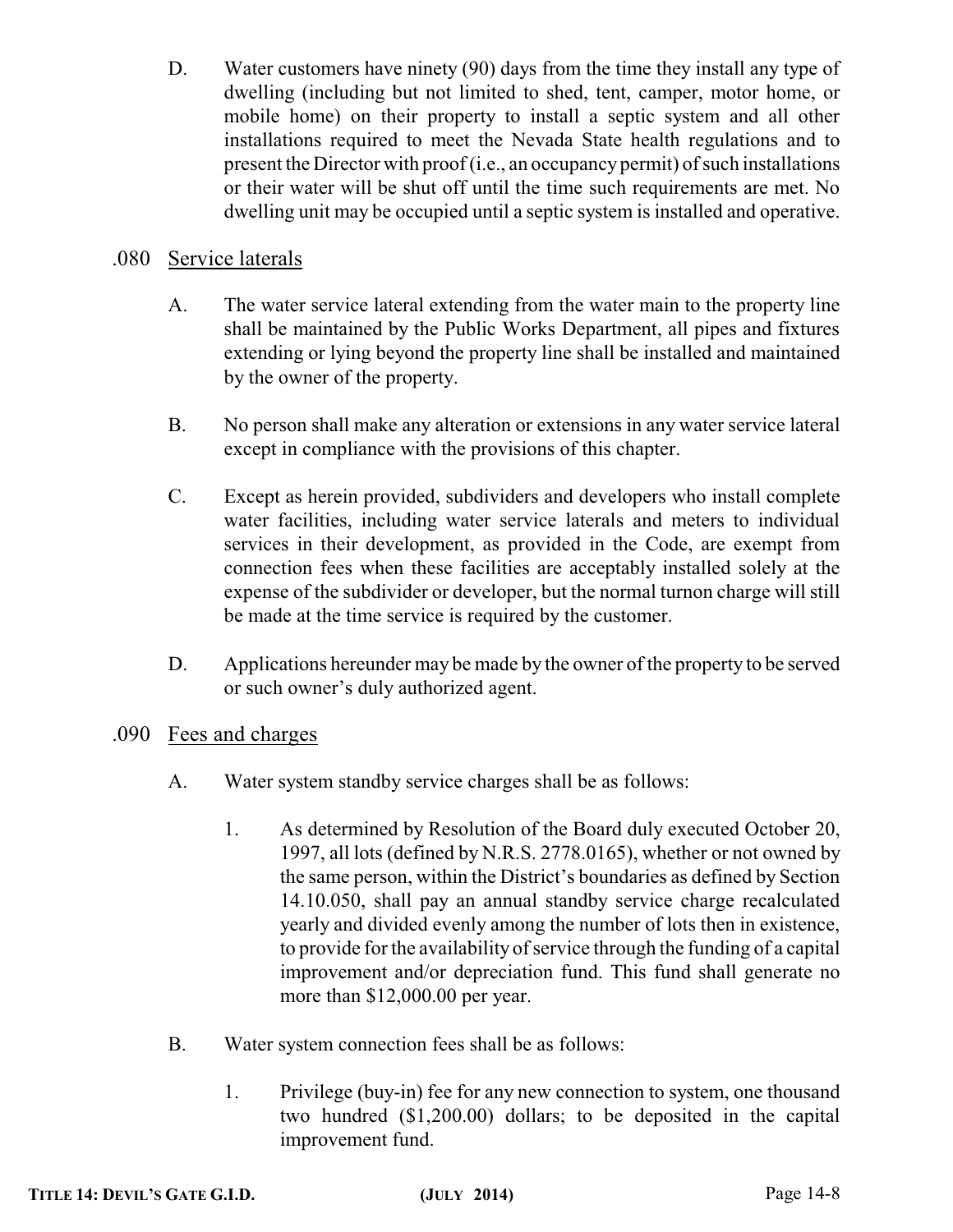D. Water customers have ninety (90) days from the time they install any type of dwelling (including but not limited to shed, tent, camper, motor home, or mobile home) on their property to install a septic system and all other installations required to meet the Nevada State health regulations and to present the Director with proof (i.e., an occupancy permit) of such installations or their water will be shut off until the time such requirements are met. No dwelling unit may be occupied until a septic system is installed and operative.

.080 Service laterals

A. The water service lateral extending from the water main to the property line shall be maintained by the Public Works Department, all pipes and fixtures extending or lying beyond the property line shall be installed and maintained by the owner of the property.

B. No person shall make any alteration or extensions in any water service lateral except in compliance with the provisions of this chapter.

C. Except as herein provided, subdividers and developers who install complete water facilities, including water service laterals and meters to individual services in their development, as provided in the Code, are exempt from connection fees when these facilities are acceptably installed solely at the expense of the subdivider or developer, but the normal turnon charge will still be made at the time service is required by the customer.

D. Applications hereunder may be made by the owner of the property to be served or such owner's duly authorized agent.

.090 Fees and charges

A. Water system standby service charges shall be as follows:

1. As determined by Resolution of the Board duly executed October 20, 1997, all lots (defined by N.R.S. 2778.0165), whether or not owned by the same person, within the District's boundaries as defined by Section 14.10.050, shall pay an annual standby service charge recalculated yearly and divided evenly among the number of lots then in existence, to provide for the availability of service through the funding of a capital improvement and/or depreciation fund. This fund shall generate no more than $12,000.00 per year.

B. Water system connection fees shall be as follows:

1. Privilege (buy-in) fee for any new connection to system, one thousand two hundred ($1,200.00) dollars; to be deposited in the capital improvement fund.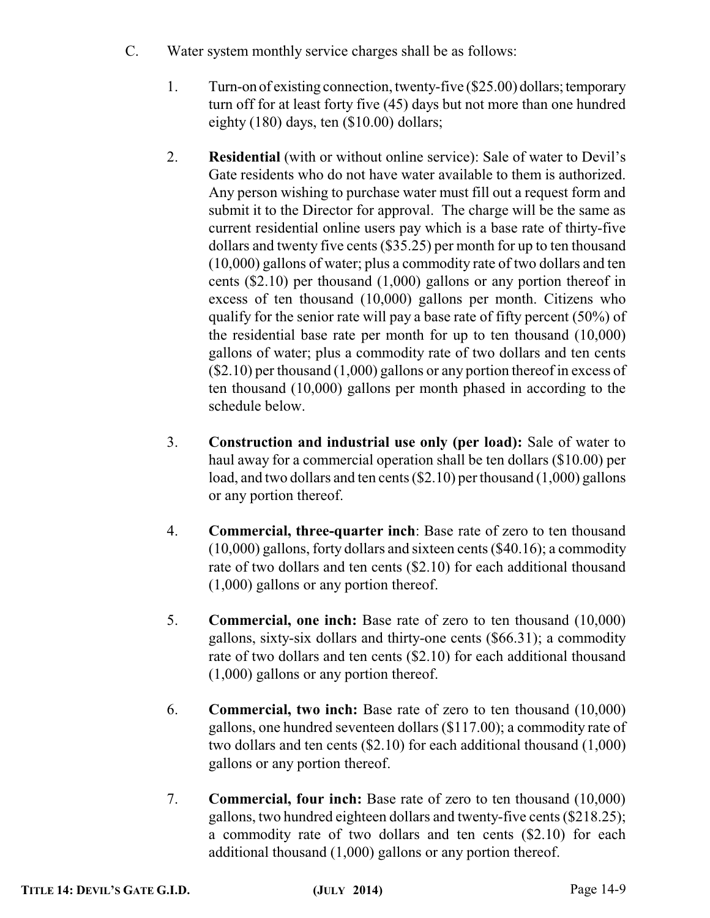C. Water system monthly service charges shall be as follows:

1. Turn-on of existing connection, twenty-five ($25.00) dollars; temporary turn off for at least forty five (45) days but not more than one hundred eighty (180) days, ten ($10.00) dollars;

2. **Residential** (with or without online service): Sale of water to Devil's Gate residents who do not have water available to them is authorized. Any person wishing to purchase water must fill out a request form and submit it to the Director for approval. The charge will be the same as current residential online users pay which is a base rate of thirty-five dollars and twenty five cents ($35.25) per month for up to ten thousand (10,000) gallons of water; plus a commodity rate of two dollars and ten cents ($2.10) per thousand (1,000) gallons or any portion thereof in excess of ten thousand (10,000) gallons per month. Citizens who qualify for the senior rate will pay a base rate of fifty percent (50%) of the residential base rate per month for up to ten thousand (10,000) gallons of water; plus a commodity rate of two dollars and ten cents ($2.10) per thousand (1,000) gallons or any portion thereof in excess of ten thousand (10,000) gallons per month phased in according to the schedule below.

3. **Construction and industrial use only (per load):** Sale of water to haul away for a commercial operation shall be ten dollars ($10.00) per load, and two dollars and ten cents ($2.10) per thousand (1,000) gallons or any portion thereof.

4. **Commercial, three-quarter inch**: Base rate of zero to ten thousand (10,000) gallons, forty dollars and sixteen cents ($40.16); a commodity rate of two dollars and ten cents ($2.10) for each additional thousand (1,000) gallons or any portion thereof.

5. **Commercial, one inch:** Base rate of zero to ten thousand (10,000) gallons, sixty-six dollars and thirty-one cents ($66.31); a commodity rate of two dollars and ten cents ($2.10) for each additional thousand (1,000) gallons or any portion thereof.

6. **Commercial, two inch:** Base rate of zero to ten thousand (10,000) gallons, one hundred seventeen dollars ($117.00); a commodity rate of two dollars and ten cents ($2.10) for each additional thousand (1,000) gallons or any portion thereof.

7. **Commercial, four inch:** Base rate of zero to ten thousand (10,000) gallons, two hundred eighteen dollars and twenty-five cents ($218.25); a commodity rate of two dollars and ten cents ($2.10) for each additional thousand (1,000) gallons or any portion thereof.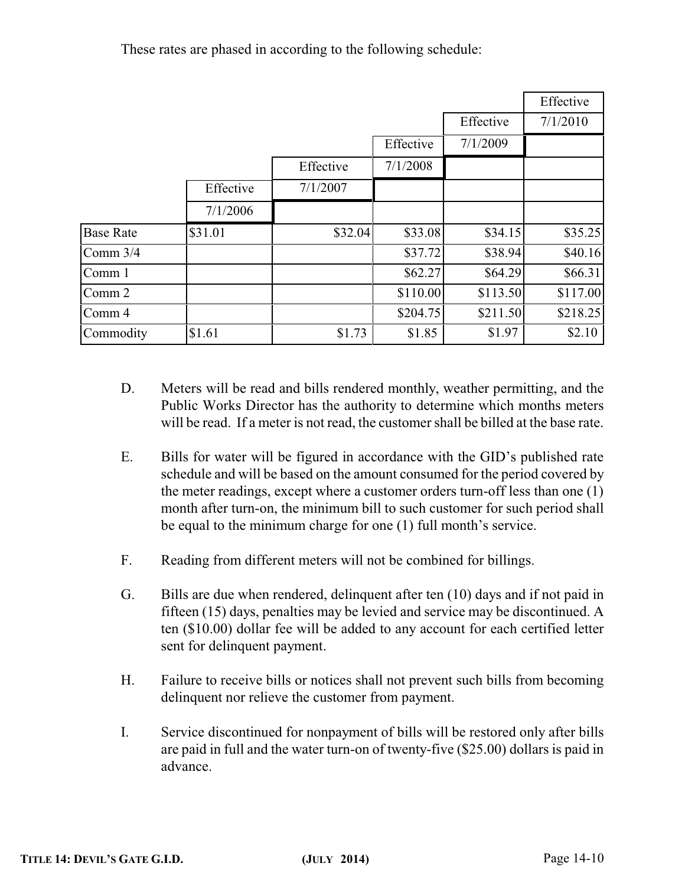These rates are phased in according to the following schedule:

| | Effective 7/1/2006 | Effective 7/1/2007 | Effective 7/1/2008 | Effective 7/1/2009 | Effective 7/1/2010 |
|---|---|---|---|---|---|
| Base Rate | $31.01 | $32.04 | $33.08 | $34.15 | $35.25 |
| Comm 3/4 | | | $37.72 | $38.94 | $40.16 |
| Comm 1 | | | $62.27 | $64.29 | $66.31 |
| Comm 2 | | | $110.00 | $113.50 | $117.00 |
| Comm 4 | | | $204.75 | $211.50 | $218.25 |
| Commodity | $1.61 | $1.73 | $1.85 | $1.97 | $2.10 |

D. Meters will be read and bills rendered monthly, weather permitting, and the Public Works Director has the authority to determine which months meters will be read. If a meter is not read, the customer shall be billed at the base rate.

E. Bills for water will be figured in accordance with the GID's published rate schedule and will be based on the amount consumed for the period covered by the meter readings, except where a customer orders turn-off less than one (1) month after turn-on, the minimum bill to such customer for such period shall be equal to the minimum charge for one (1) full month's service.

F. Reading from different meters will not be combined for billings.

G. Bills are due when rendered, delinquent after ten (10) days and if not paid in fifteen (15) days, penalties may be levied and service may be discontinued. A ten ($10.00) dollar fee will be added to any account for each certified letter sent for delinquent payment.

H. Failure to receive bills or notices shall not prevent such bills from becoming delinquent nor relieve the customer from payment.

I. Service discontinued for nonpayment of bills will be restored only after bills are paid in full and the water turn-on of twenty-five ($25.00) dollars is paid in advance.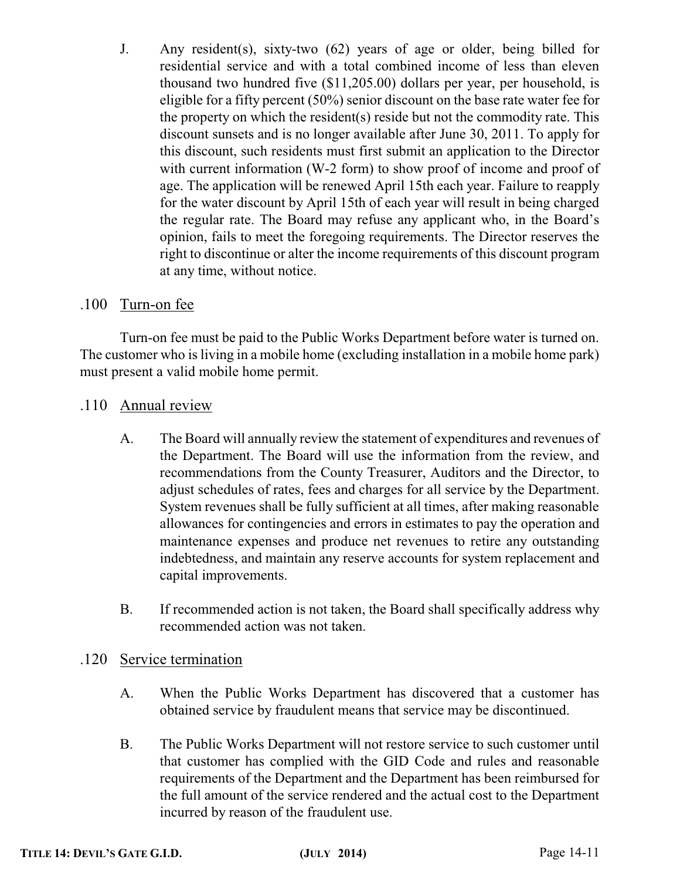J. Any resident(s), sixty-two (62) years of age or older, being billed for residential service and with a total combined income of less than eleven thousand two hundred five ($11,205.00) dollars per year, per household, is eligible for a fifty percent (50%) senior discount on the base rate water fee for the property on which the resident(s) reside but not the commodity rate. This discount sunsets and is no longer available after June 30, 2011. To apply for this discount, such residents must first submit an application to the Director with current information (W-2 form) to show proof of income and proof of age. The application will be renewed April 15th each year. Failure to reapply for the water discount by April 15th of each year will result in being charged the regular rate. The Board may refuse any applicant who, in the Board's opinion, fails to meet the foregoing requirements. The Director reserves the right to discontinue or alter the income requirements of this discount program at any time, without notice.

## .100 Turn-on fee

Turn-on fee must be paid to the Public Works Department before water is turned on. The customer who is living in a mobile home (excluding installation in a mobile home park) must present a valid mobile home permit.

## .110 Annual review

A. The Board will annually review the statement of expenditures and revenues of the Department. The Board will use the information from the review, and recommendations from the County Treasurer, Auditors and the Director, to adjust schedules of rates, fees and charges for all service by the Department. System revenues shall be fully sufficient at all times, after making reasonable allowances for contingencies and errors in estimates to pay the operation and maintenance expenses and produce net revenues to retire any outstanding indebtedness, and maintain any reserve accounts for system replacement and capital improvements.

B. If recommended action is not taken, the Board shall specifically address why recommended action was not taken.

## .120 Service termination

A. When the Public Works Department has discovered that a customer has obtained service by fraudulent means that service may be discontinued.

B. The Public Works Department will not restore service to such customer until that customer has complied with the GID Code and rules and reasonable requirements of the Department and the Department has been reimbursed for the full amount of the service rendered and the actual cost to the Department incurred by reason of the fraudulent use.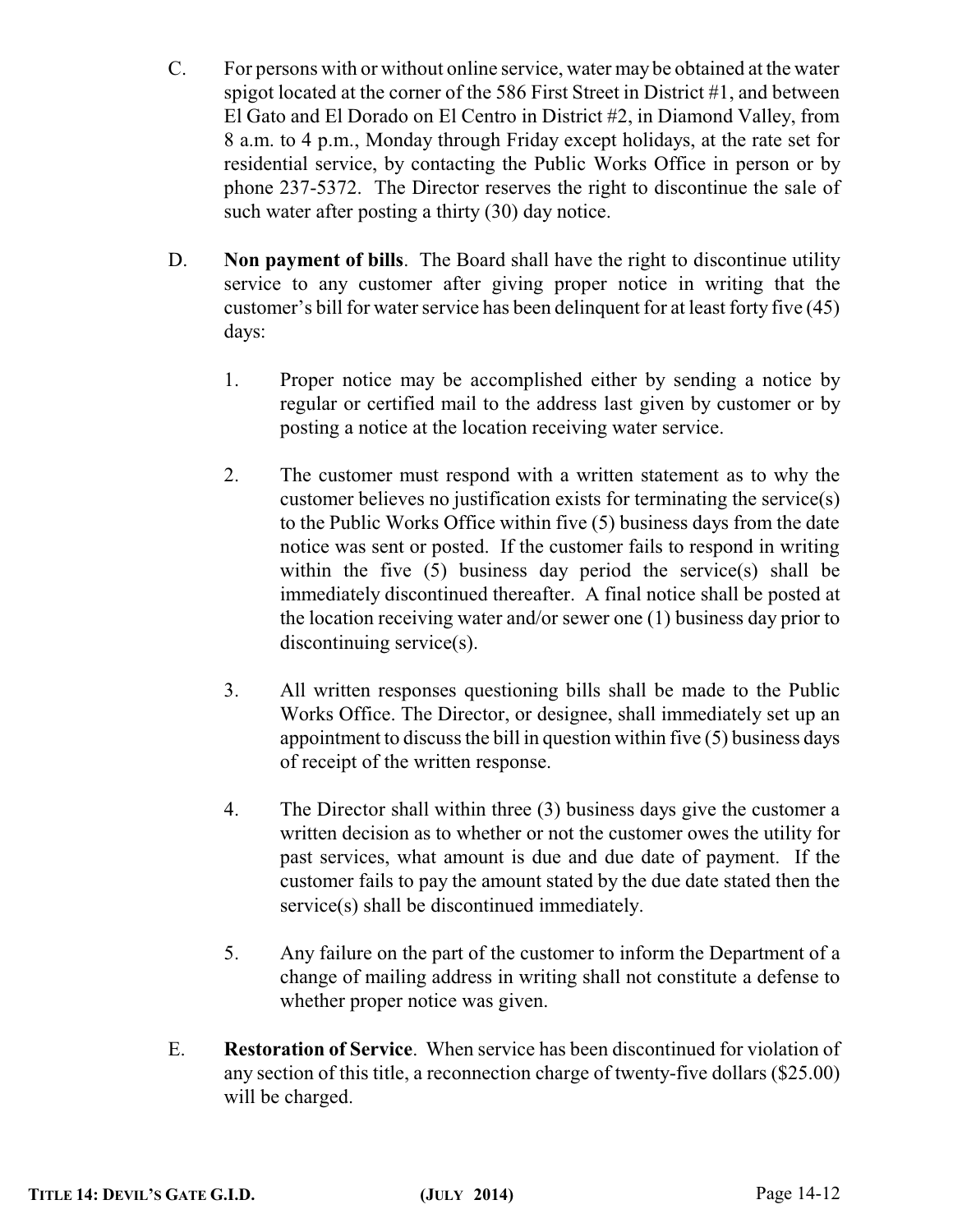C. For persons with or without online service, water may be obtained at the water spigot located at the corner of the 586 First Street in District #1, and between El Gato and El Dorado on El Centro in District #2, in Diamond Valley, from 8 a.m. to 4 p.m., Monday through Friday except holidays, at the rate set for residential service, by contacting the Public Works Office in person or by phone 237-5372. The Director reserves the right to discontinue the sale of such water after posting a thirty (30) day notice.

D. **Non payment of bills**. The Board shall have the right to discontinue utility service to any customer after giving proper notice in writing that the customer's bill for water service has been delinquent for at least forty five (45) days:

1. Proper notice may be accomplished either by sending a notice by regular or certified mail to the address last given by customer or by posting a notice at the location receiving water service.

2. The customer must respond with a written statement as to why the customer believes no justification exists for terminating the service(s) to the Public Works Office within five (5) business days from the date notice was sent or posted. If the customer fails to respond in writing within the five (5) business day period the service(s) shall be immediately discontinued thereafter. A final notice shall be posted at the location receiving water and/or sewer one (1) business day prior to discontinuing service(s).

3. All written responses questioning bills shall be made to the Public Works Office. The Director, or designee, shall immediately set up an appointment to discuss the bill in question within five (5) business days of receipt of the written response.

4. The Director shall within three (3) business days give the customer a written decision as to whether or not the customer owes the utility for past services, what amount is due and due date of payment. If the customer fails to pay the amount stated by the due date stated then the service(s) shall be discontinued immediately.

5. Any failure on the part of the customer to inform the Department of a change of mailing address in writing shall not constitute a defense to whether proper notice was given.

E. **Restoration of Service**. When service has been discontinued for violation of any section of this title, a reconnection charge of twenty-five dollars ($25.00) will be charged.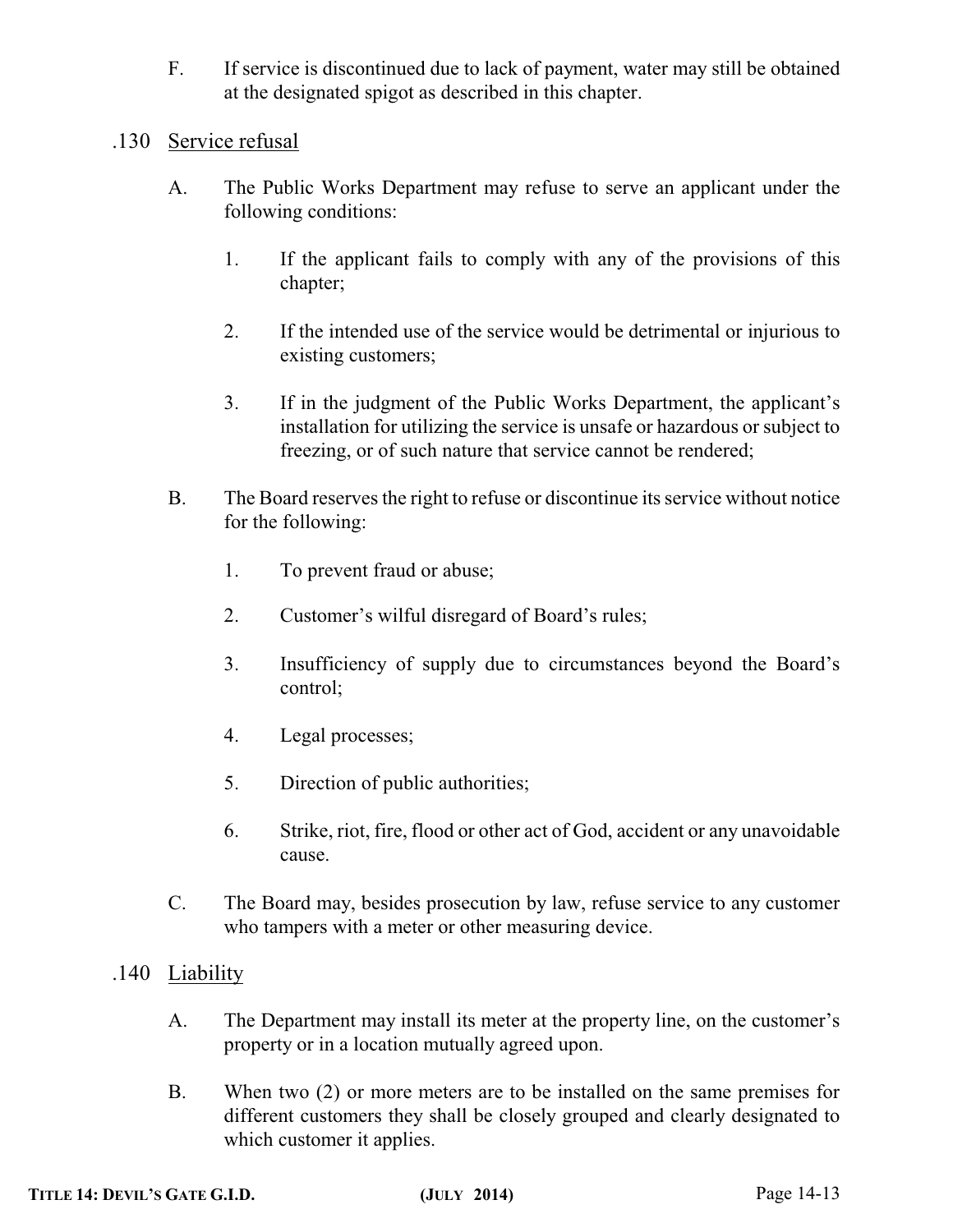F. If service is discontinued due to lack of payment, water may still be obtained at the designated spigot as described in this chapter.

## .130 Service refusal

A. The Public Works Department may refuse to serve an applicant under the following conditions:

1. If the applicant fails to comply with any of the provisions of this chapter;

2. If the intended use of the service would be detrimental or injurious to existing customers;

3. If in the judgment of the Public Works Department, the applicant's installation for utilizing the service is unsafe or hazardous or subject to freezing, or of such nature that service cannot be rendered;

B. The Board reserves the right to refuse or discontinue its service without notice for the following:

1. To prevent fraud or abuse;

2. Customer's wilful disregard of Board's rules;

3. Insufficiency of supply due to circumstances beyond the Board's control;

4. Legal processes;

5. Direction of public authorities;

6. Strike, riot, fire, flood or other act of God, accident or any unavoidable cause.

C. The Board may, besides prosecution by law, refuse service to any customer who tampers with a meter or other measuring device.

## .140 Liability

A. The Department may install its meter at the property line, on the customer's property or in a location mutually agreed upon.

B. When two (2) or more meters are to be installed on the same premises for different customers they shall be closely grouped and clearly designated to which customer it applies.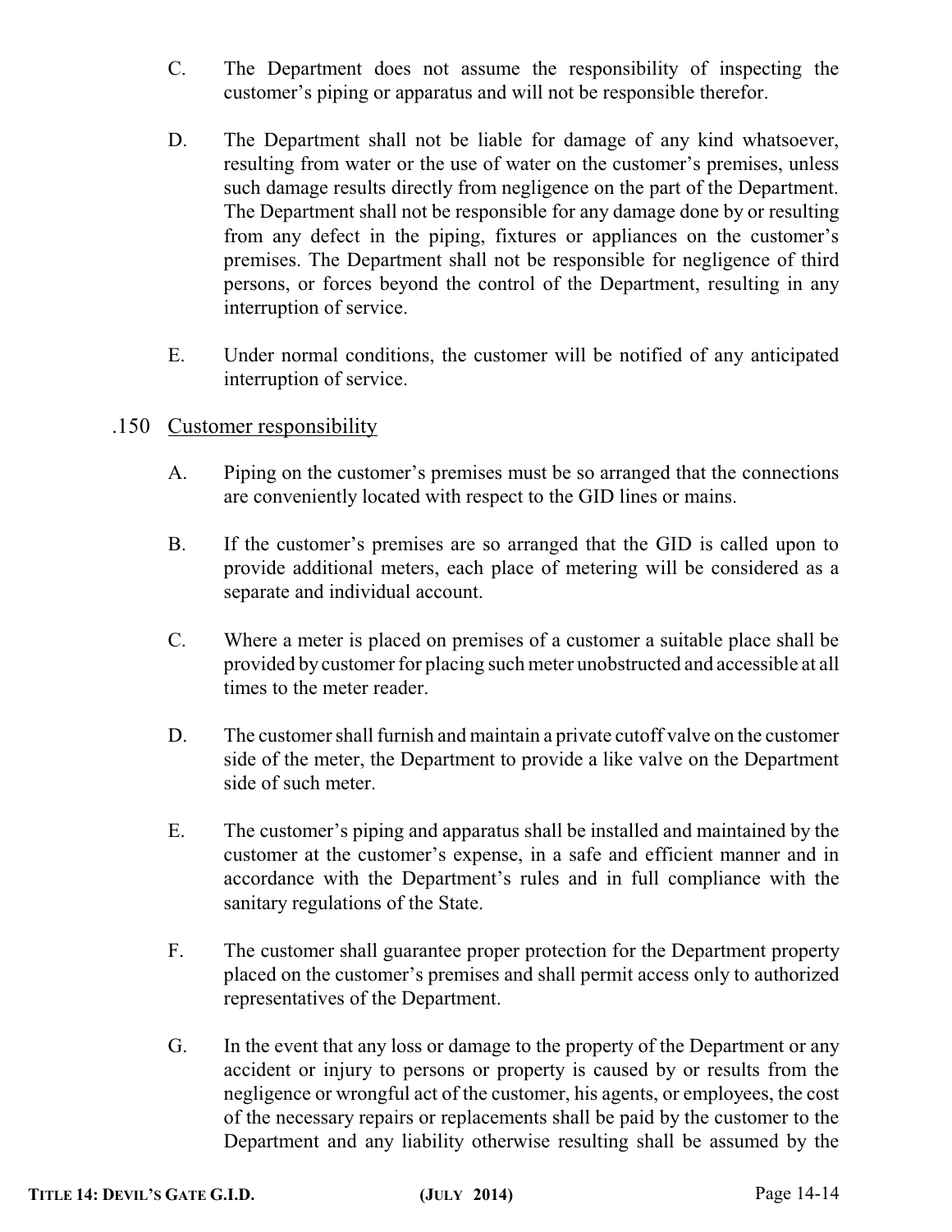C. The Department does not assume the responsibility of inspecting the customer's piping or apparatus and will not be responsible therefor.

D. The Department shall not be liable for damage of any kind whatsoever, resulting from water or the use of water on the customer's premises, unless such damage results directly from negligence on the part of the Department. The Department shall not be responsible for any damage done by or resulting from any defect in the piping, fixtures or appliances on the customer's premises. The Department shall not be responsible for negligence of third persons, or forces beyond the control of the Department, resulting in any interruption of service.

E. Under normal conditions, the customer will be notified of any anticipated interruption of service.

.150 <u>Customer responsibility</u>

A. Piping on the customer's premises must be so arranged that the connections are conveniently located with respect to the GID lines or mains.

B. If the customer's premises are so arranged that the GID is called upon to provide additional meters, each place of metering will be considered as a separate and individual account.

C. Where a meter is placed on premises of a customer a suitable place shall be provided by customer for placing such meter unobstructed and accessible at all times to the meter reader.

D. The customer shall furnish and maintain a private cutoff valve on the customer side of the meter, the Department to provide a like valve on the Department side of such meter.

E. The customer's piping and apparatus shall be installed and maintained by the customer at the customer's expense, in a safe and efficient manner and in accordance with the Department's rules and in full compliance with the sanitary regulations of the State.

F. The customer shall guarantee proper protection for the Department property placed on the customer's premises and shall permit access only to authorized representatives of the Department.

G. In the event that any loss or damage to the property of the Department or any accident or injury to persons or property is caused by or results from the negligence or wrongful act of the customer, his agents, or employees, the cost of the necessary repairs or replacements shall be paid by the customer to the Department and any liability otherwise resulting shall be assumed by the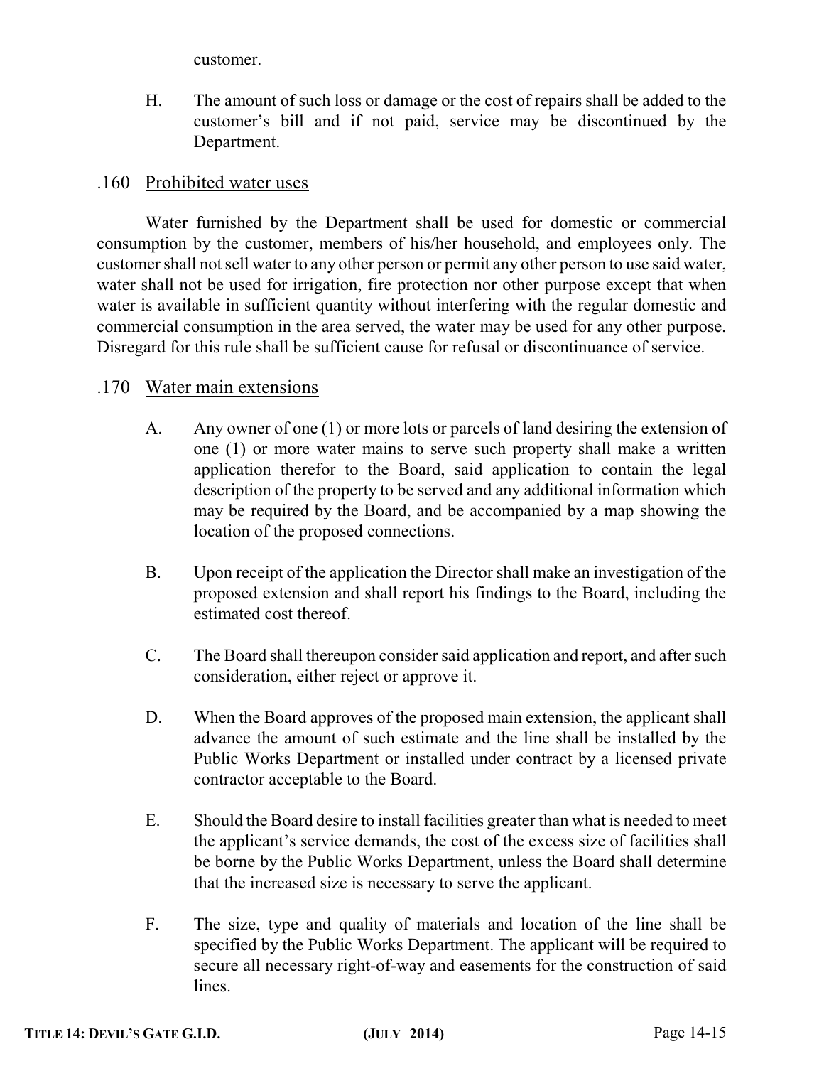customer.

H. The amount of such loss or damage or the cost of repairs shall be added to the customer's bill and if not paid, service may be discontinued by the Department.

### .160 Prohibited water uses

Water furnished by the Department shall be used for domestic or commercial consumption by the customer, members of his/her household, and employees only. The customer shall not sell water to any other person or permit any other person to use said water, water shall not be used for irrigation, fire protection nor other purpose except that when water is available in sufficient quantity without interfering with the regular domestic and commercial consumption in the area served, the water may be used for any other purpose. Disregard for this rule shall be sufficient cause for refusal or discontinuance of service.

### .170 Water main extensions

A. Any owner of one (1) or more lots or parcels of land desiring the extension of one (1) or more water mains to serve such property shall make a written application therefor to the Board, said application to contain the legal description of the property to be served and any additional information which may be required by the Board, and be accompanied by a map showing the location of the proposed connections.

B. Upon receipt of the application the Director shall make an investigation of the proposed extension and shall report his findings to the Board, including the estimated cost thereof.

C. The Board shall thereupon consider said application and report, and after such consideration, either reject or approve it.

D. When the Board approves of the proposed main extension, the applicant shall advance the amount of such estimate and the line shall be installed by the Public Works Department or installed under contract by a licensed private contractor acceptable to the Board.

E. Should the Board desire to install facilities greater than what is needed to meet the applicant's service demands, the cost of the excess size of facilities shall be borne by the Public Works Department, unless the Board shall determine that the increased size is necessary to serve the applicant.

F. The size, type and quality of materials and location of the line shall be specified by the Public Works Department. The applicant will be required to secure all necessary right-of-way and easements for the construction of said lines.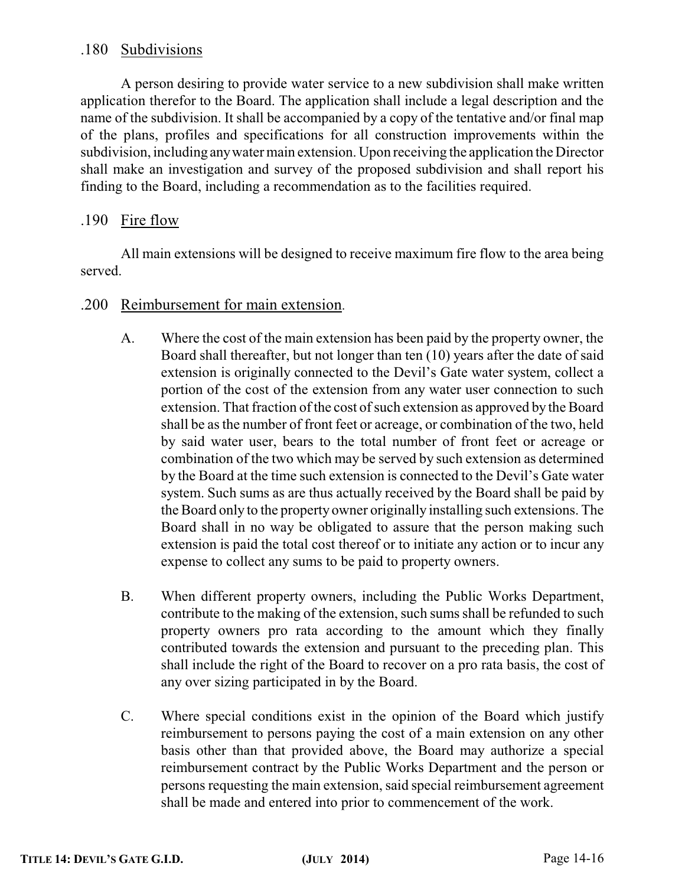### .180 Subdivisions

A person desiring to provide water service to a new subdivision shall make written application therefor to the Board. The application shall include a legal description and the name of the subdivision. It shall be accompanied by a copy of the tentative and/or final map of the plans, profiles and specifications for all construction improvements within the subdivision, including any water main extension. Upon receiving the application the Director shall make an investigation and survey of the proposed subdivision and shall report his finding to the Board, including a recommendation as to the facilities required.

### .190 Fire flow

All main extensions will be designed to receive maximum fire flow to the area being served.

### .200 Reimbursement for main extension.

A. Where the cost of the main extension has been paid by the property owner, the Board shall thereafter, but not longer than ten (10) years after the date of said extension is originally connected to the Devil's Gate water system, collect a portion of the cost of the extension from any water user connection to such extension. That fraction of the cost of such extension as approved by the Board shall be as the number of front feet or acreage, or combination of the two, held by said water user, bears to the total number of front feet or acreage or combination of the two which may be served by such extension as determined by the Board at the time such extension is connected to the Devil's Gate water system. Such sums as are thus actually received by the Board shall be paid by the Board only to the property owner originally installing such extensions. The Board shall in no way be obligated to assure that the person making such extension is paid the total cost thereof or to initiate any action or to incur any expense to collect any sums to be paid to property owners.

B. When different property owners, including the Public Works Department, contribute to the making of the extension, such sums shall be refunded to such property owners pro rata according to the amount which they finally contributed towards the extension and pursuant to the preceding plan. This shall include the right of the Board to recover on a pro rata basis, the cost of any over sizing participated in by the Board.

C. Where special conditions exist in the opinion of the Board which justify reimbursement to persons paying the cost of a main extension on any other basis other than that provided above, the Board may authorize a special reimbursement contract by the Public Works Department and the person or persons requesting the main extension, said special reimbursement agreement shall be made and entered into prior to commencement of the work.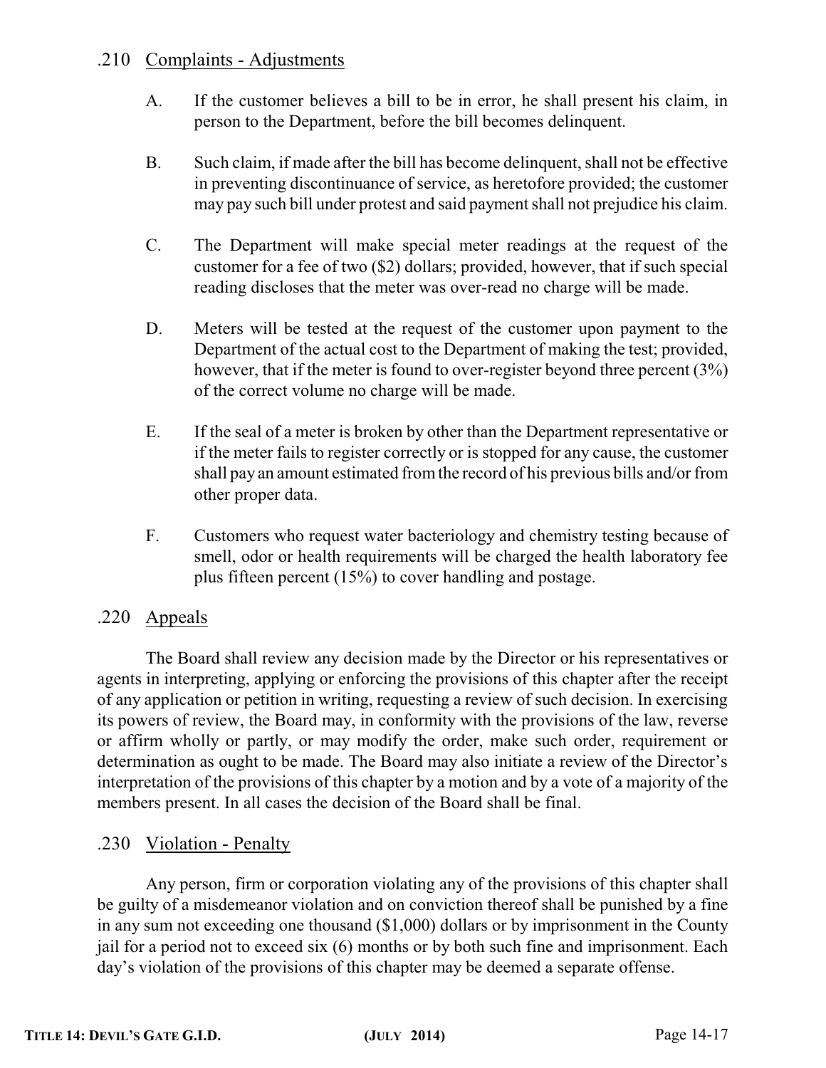## .210 Complaints - Adjustments

A. If the customer believes a bill to be in error, he shall present his claim, in person to the Department, before the bill becomes delinquent.

B. Such claim, if made after the bill has become delinquent, shall not be effective in preventing discontinuance of service, as heretofore provided; the customer may pay such bill under protest and said payment shall not prejudice his claim.

C. The Department will make special meter readings at the request of the customer for a fee of two ($2) dollars; provided, however, that if such special reading discloses that the meter was over-read no charge will be made.

D. Meters will be tested at the request of the customer upon payment to the Department of the actual cost to the Department of making the test; provided, however, that if the meter is found to over-register beyond three percent (3%) of the correct volume no charge will be made.

E. If the seal of a meter is broken by other than the Department representative or if the meter fails to register correctly or is stopped for any cause, the customer shall pay an amount estimated from the record of his previous bills and/or from other proper data.

F. Customers who request water bacteriology and chemistry testing because of smell, odor or health requirements will be charged the health laboratory fee plus fifteen percent (15%) to cover handling and postage.

## .220 Appeals

The Board shall review any decision made by the Director or his representatives or agents in interpreting, applying or enforcing the provisions of this chapter after the receipt of any application or petition in writing, requesting a review of such decision. In exercising its powers of review, the Board may, in conformity with the provisions of the law, reverse or affirm wholly or partly, or may modify the order, make such order, requirement or determination as ought to be made. The Board may also initiate a review of the Director's interpretation of the provisions of this chapter by a motion and by a vote of a majority of the members present. In all cases the decision of the Board shall be final.

## .230 Violation - Penalty

Any person, firm or corporation violating any of the provisions of this chapter shall be guilty of a misdemeanor violation and on conviction thereof shall be punished by a fine in any sum not exceeding one thousand ($1,000) dollars or by imprisonment in the County jail for a period not to exceed six (6) months or by both such fine and imprisonment. Each day's violation of the provisions of this chapter may be deemed a separate offense.